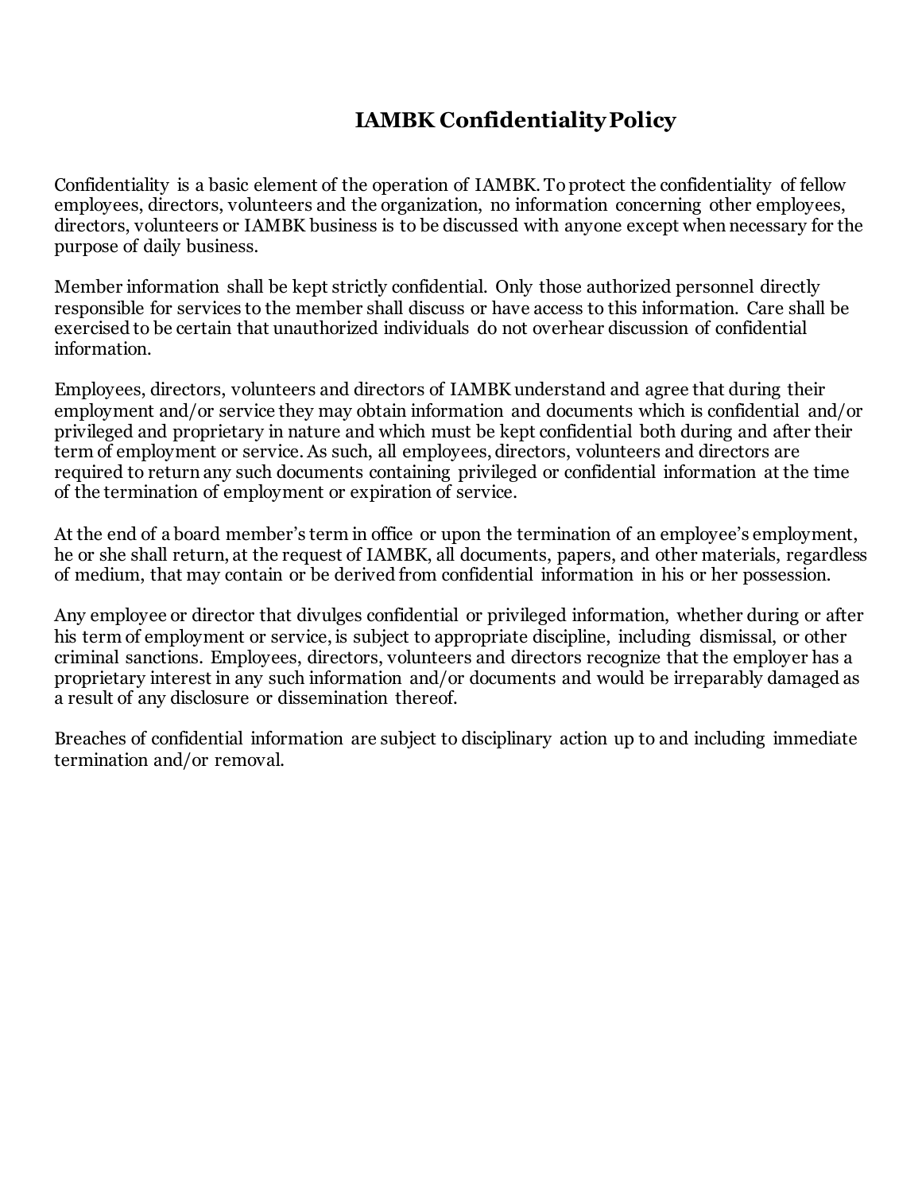# IAMBK Confidentiality Policy

Confidentiality is a basic element of the operation of IAMBK. To protect the confidentiality of fellow employees, directors, volunteers and the organization, no information concerning other employees, directors, volunteers or IAMBK business is to be discussed with anyone except when necessary for the purpose of daily business.

Member information shall be kept strictly confidential. Only those authorized personnel directly responsible for services to the member shall discuss or have access to this information. Care shall be exercised to be certain that unauthorized individuals do not overhear discussion of confidential information.

Employees, directors, volunteers and directors of IAMBK understand and agree that during their employment and/or service they may obtain information and documents which is confidential and/or privileged and proprietary in nature and which must be kept confidential both during and after their term of employment or service. As such, all employees, directors, volunteers and directors are required to return any such documents containing privileged or confidential information at the time of the termination of employment or expiration of service.

At the end of a board member's term in office or upon the termination of an employee's employment, he or she shall return, at the request of IAMBK, all documents, papers, and other materials, regardless of medium, that may contain or be derived from confidential information in his or her possession.

Any employee or director that divulges confidential or privileged information, whether during or after his term of employment or service, is subject to appropriate discipline, including dismissal, or other criminal sanctions. Employees, directors, volunteers and directors recognize that the employer has a proprietary interest in any such information and/or documents and would be irreparably damaged as a result of any disclosure or dissemination thereof.

Breaches of confidential information are subject to disciplinary action up to and including immediate termination and/or removal.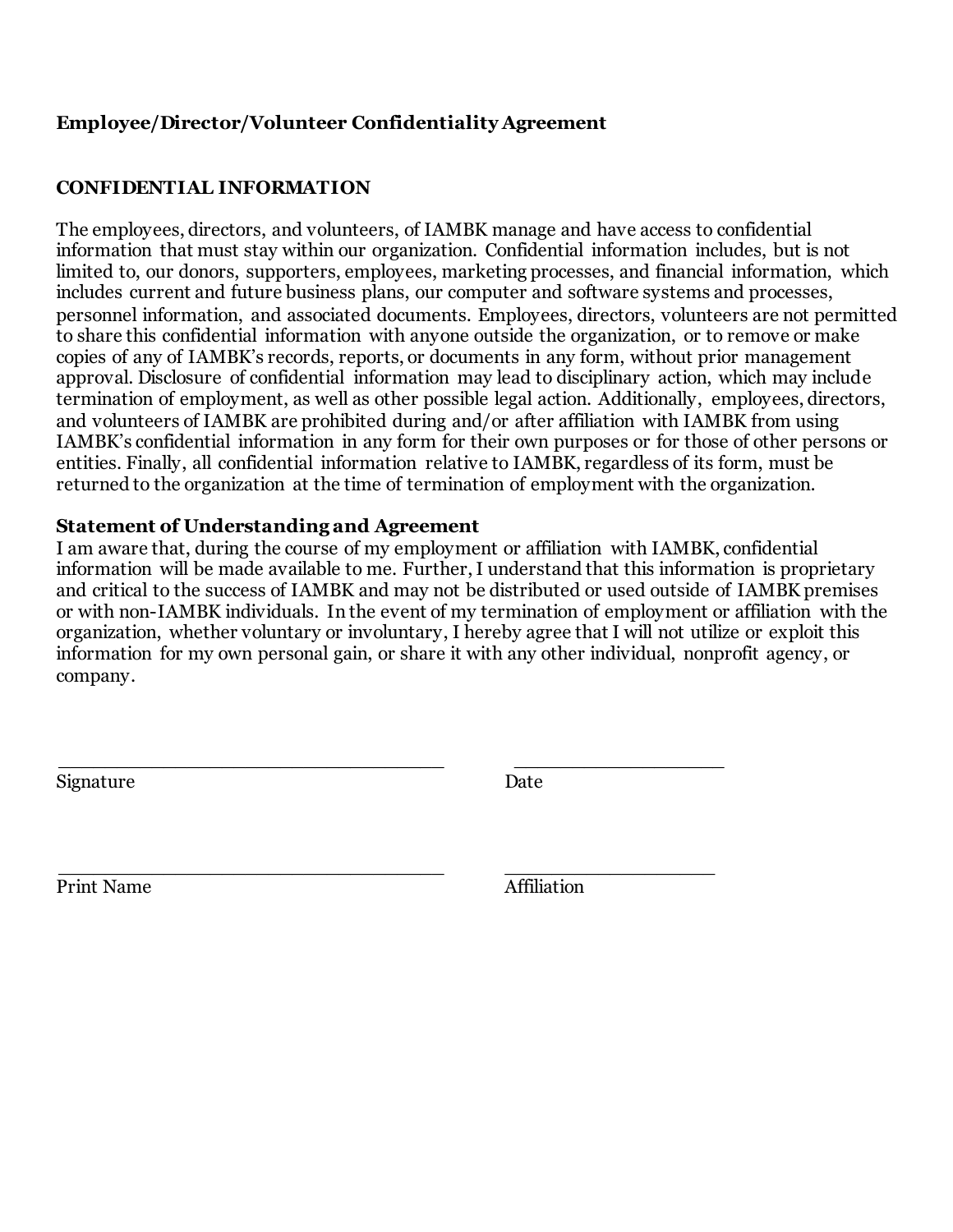**Employee/Director/Volunteer Confidentiality Agreement**

## CONFIDENTIAL INFORMATION

The employees, directors, and volunteers, of IAMBK manage and have access to confidential information that must stay within our organization. Confidential information includes, but is not limited to, our donors, supporters, employees, marketing processes, and financial information, which includes current and future business plans, our computer and software systems and processes, personnel information, and associated documents. Employees, directors, volunteers are not permitted to share this confidential information with anyone outside the organization, or to remove or make copies of any of IAMBK's records, reports, or documents in any form, without prior management approval. Disclosure of confidential information may lead to disciplinary action, which may include termination of employment, as well as other possible legal action. Additionally, employees, directors, and volunteers of IAMBK are prohibited during and/or after affiliation with IAMBK from using IAMBK's confidential information in any form for their own purposes or for those of other persons or entities. Finally, all confidential information relative to IAMBK, regardless of its form, must be returned to the organization at the time of termination of employment with the organization.

### Statement of Understanding and Agreement

I am aware that, during the course of my employment or affiliation with IAMBK, confidential information will be made available to me. Further, I understand that this information is proprietary and critical to the success of IAMBK and may not be distributed or used outside of IAMBK premises or with non-IAMBK individuals. In the event of my termination of employment or affiliation with the organization, whether voluntary or involuntary, I hereby agree that I will not utilize or exploit this information for my own personal gain, or share it with any other individual, nonprofit agency, or company.

\_\_\_\_\_\_\_\_\_\_\_\_\_\_\_\_\_\_\_\_\_\_\_\_\_\_\_\_\_\_\_\_\_\_\_\_ \_\_\_\_\_\_\_\_\_\_\_\_\_\_\_\_\_\_\_\_

Signature Date

\_\_\_\_\_\_\_\_\_\_\_\_\_\_\_\_\_\_\_\_\_\_\_\_\_\_\_\_\_\_\_\_\_\_\_\_ \_\_\_\_\_\_\_\_\_\_\_\_\_\_\_\_\_\_\_\_

Print Name Affiliation